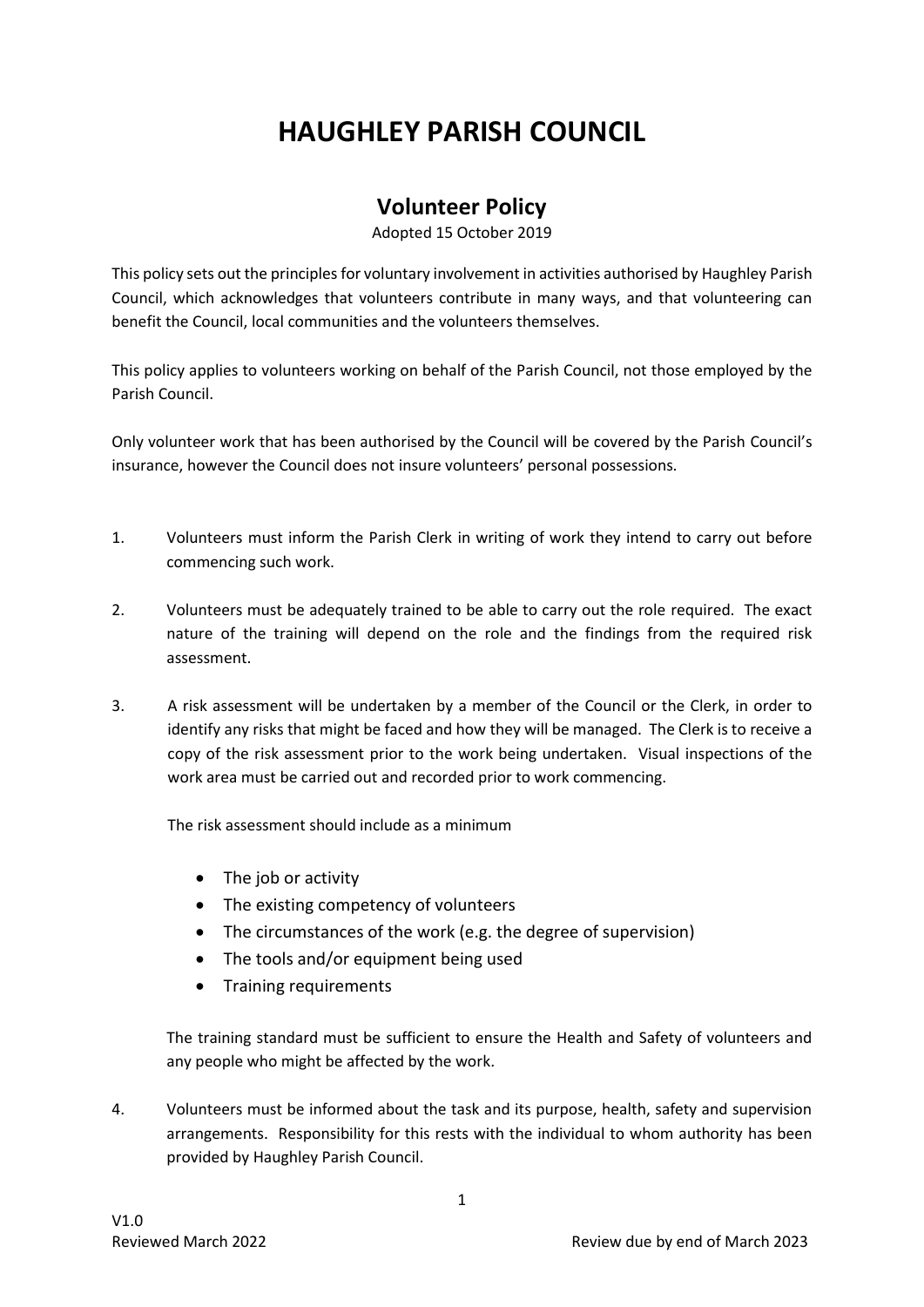# HAUGHLEY PARISH COUNCIL

## Volunteer Policy

Adopted 15 October 2019

This policy sets out the principles for voluntary involvement in activities authorised by Haughley Parish Council, which acknowledges that volunteers contribute in many ways, and that volunteering can benefit the Council, local communities and the volunteers themselves.

This policy applies to volunteers working on behalf of the Parish Council, not those employed by the Parish Council.

Only volunteer work that has been authorised by the Council will be covered by the Parish Council's insurance, however the Council does not insure volunteers' personal possessions.

1. Volunteers must inform the Parish Clerk in writing of work they intend to carry out before commencing such work.

2. Volunteers must be adequately trained to be able to carry out the role required. The exact nature of the training will depend on the role and the findings from the required risk assessment.

3. A risk assessment will be undertaken by a member of the Council or the Clerk, in order to identify any risks that might be faced and how they will be managed. The Clerk is to receive a copy of the risk assessment prior to the work being undertaken. Visual inspections of the work area must be carried out and recorded prior to work commencing.

   The risk assessment should include as a minimum

   - The job or activity
   - The existing competency of volunteers
   - The circumstances of the work (e.g. the degree of supervision)
   - The tools and/or equipment being used
   - Training requirements

   The training standard must be sufficient to ensure the Health and Safety of volunteers and any people who might be affected by the work.

4. Volunteers must be informed about the task and its purpose, health, safety and supervision arrangements. Responsibility for this rests with the individual to whom authority has been provided by Haughley Parish Council.

V1.0
Reviewed March 2022 Review due by end of March 2023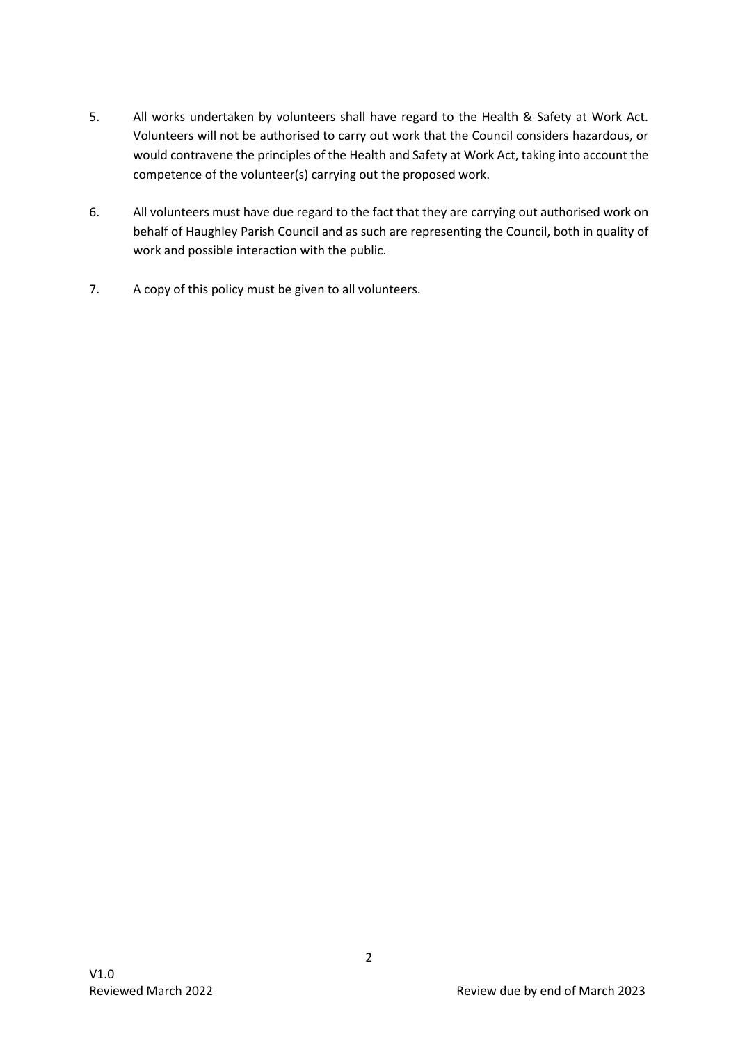5. All works undertaken by volunteers shall have regard to the Health & Safety at Work Act. Volunteers will not be authorised to carry out work that the Council considers hazardous, or would contravene the principles of the Health and Safety at Work Act, taking into account the competence of the volunteer(s) carrying out the proposed work.

6. All volunteers must have due regard to the fact that they are carrying out authorised work on behalf of Haughley Parish Council and as such are representing the Council, both in quality of work and possible interaction with the public.

7. A copy of this policy must be given to all volunteers.